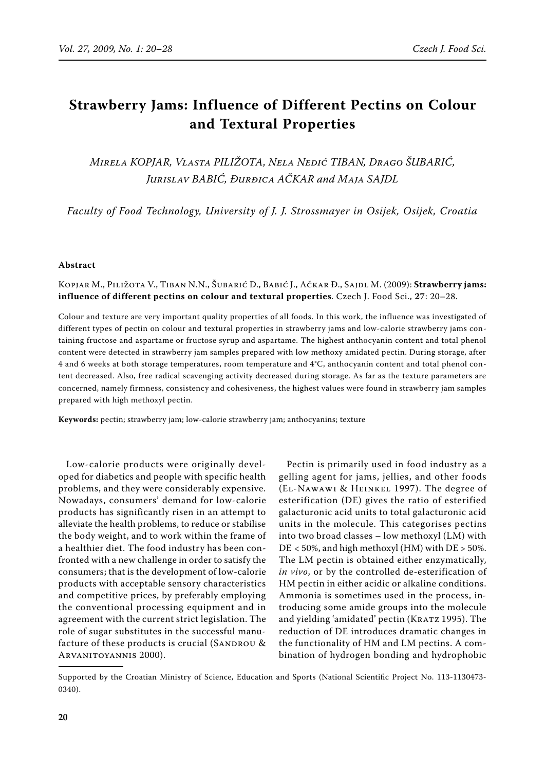# Strawberry Jams: Influence of Different Pectins on Colour and Textural Properties

*Mirela KOPJAR, Vlasta PILIŽOTA, Nela Nedić TIBAN, Drago ŠUBARIĆ, Jurislav BABIĆ, Đurđica AČKAR and Maja SAJDL*

*Faculty of Food Technology, University of J. J. Strossmayer in Osijek, Osijek, Croatia*

#### Abstract

Kopjar M., Piližota V., Tiban N.N., Šubarić D., Babić J., Ačkar Đ., Sajdl M. (2009): **Strawberry jams: influence of different pectins on colour and textural properties**. Czech J. Food Sci., **27**: 20–28.

Colour and texture are very important quality properties of all foods. In this work, the influence was investigated of different types of pectin on colour and textural properties in strawberry jams and low-calorie strawberry jams containing fructose and aspartame or fructose syrup and aspartame. The highest anthocyanin content and total phenol content were detected in strawberry jam samples prepared with low methoxy amidated pectin. During storage, after 4 and 6 weeks at both storage temperatures, room temperature and 4°C, anthocyanin content and total phenol content decreased. Also, free radical scavenging activity decreased during storage. As far as the texture parameters are concerned, namely firmness, consistency and cohesiveness, the highest values were found in strawberry jam samples prepared with high methoxyl pectin.

**Keywords:** pectin; strawberry jam; low-calorie strawberry jam; anthocyanins; texture

Low-calorie products were originally developed for diabetics and people with specific health problems, and they were considerably expensive. Nowadays, consumers' demand for low-calorie products has significantly risen in an attempt to alleviate the health problems, to reduce or stabilise the body weight, and to work within the frame of a healthier diet. The food industry has been confronted with a new challenge in order to satisfy the consumers; that is the development of low-calorie products with acceptable sensory characteristics and competitive prices, by preferably employing the conventional processing equipment and in agreement with the current strict legislation. The role of sugar substitutes in the successful manufacture of these products is crucial (Sandrou & Arvanitoyannis 2000).

Pectin is primarily used in food industry as a gelling agent for jams, jellies, and other foods (El-Nawawi & Heinkel 1997). The degree of esterification (DE) gives the ratio of esterified galacturonic acid units to total galacturonic acid units in the molecule. This categorises pectins into two broad classes – low methoxyl (LM) with DE < 50%, and high methoxyl (HM) with DE > 50%. The LM pectin is obtained either enzymatically, *in vivo*, or by the controlled de-esterification of HM pectin in either acidic or alkaline conditions. Ammonia is sometimes used in the process, introducing some amide groups into the molecule and yielding 'amidated' pectin (Kratz 1995). The reduction of DE introduces dramatic changes in the functionality of HM and LM pectins. A combination of hydrogen bonding and hydrophobic

Supported by the Croatian Ministry of Science, Education and Sports (National Scientific Project No. 113-1130473-0340).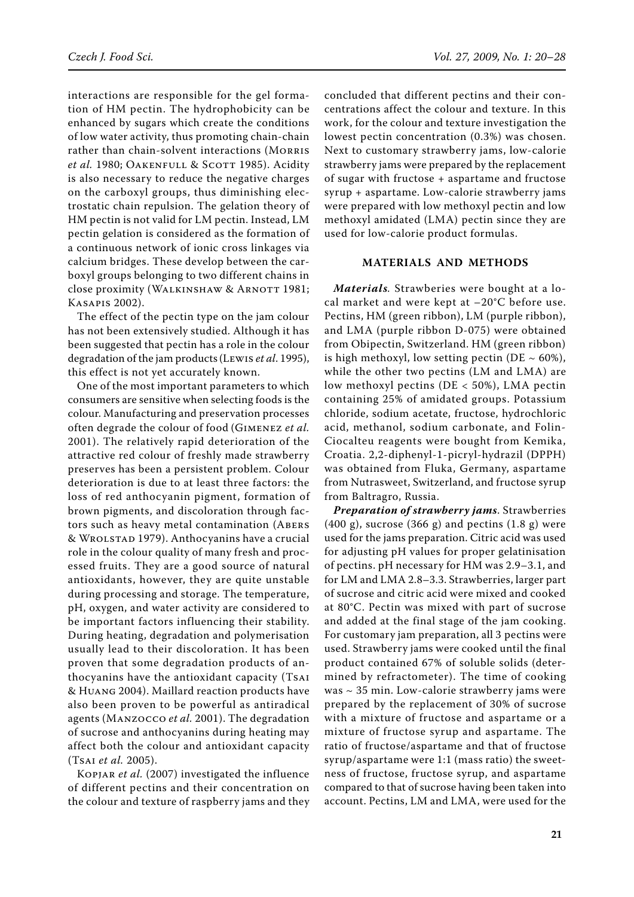interactions are responsible for the gel formation of HM pectin. The hydrophobicity can be enhanced by sugars which create the conditions of low water activity, thus promoting chain-chain rather than chain-solvent interactions (Morris *et al.* 1980; Oakenfull & Scott 1985). Acidity is also necessary to reduce the negative charges on the carboxyl groups, thus diminishing electrostatic chain repulsion. The gelation theory of HM pectin is not valid for LM pectin. Instead, LM pectin gelation is considered as the formation of a continuous network of ionic cross linkages via calcium bridges. These develop between the carboxyl groups belonging to two different chains in close proximity (Walkinshaw & Arnott 1981; Kasapis 2002).

The effect of the pectin type on the jam colour has not been extensively studied. Although it has been suggested that pectin has a role in the colour degradation of the jam products (Lewis *et al.* 1995), this effect is not yet accurately known.

One of the most important parameters to which consumers are sensitive when selecting foods is the colour. Manufacturing and preservation processes often degrade the colour of food (Gimenez *et al.* 2001). The relatively rapid deterioration of the attractive red colour of freshly made strawberry preserves has been a persistent problem. Colour deterioration is due to at least three factors: the loss of red anthocyanin pigment, formation of brown pigments, and discoloration through factors such as heavy metal contamination (Abers & Wrolstad 1979). Anthocyanins have a crucial role in the colour quality of many fresh and processed fruits. They are a good source of natural antioxidants, however, they are quite unstable during processing and storage. The temperature, pH, oxygen, and water activity are considered to be important factors influencing their stability. During heating, degradation and polymerisation usually lead to their discoloration. It has been proven that some degradation products of anthocyanins have the antioxidant capacity (Tsai & Huang 2004). Maillard reaction products have also been proven to be powerful as antiradical agents (Manzocco *et al.* 2001). The degradation of sucrose and anthocyanins during heating may affect both the colour and antioxidant capacity (Tsai *et al.* 2005).

Kopjar *et al.* (2007) investigated the influence of different pectins and their concentration on the colour and texture of raspberry jams and they concluded that different pectins and their concentrations affect the colour and texture. In this work, for the colour and texture investigation the lowest pectin concentration (0.3%) was chosen. Next to customary strawberry jams, low-calorie strawberry jams were prepared by the replacement of sugar with fructose + aspartame and fructose syrup + aspartame. Low-calorie strawberry jams were prepared with low methoxyl pectin and low methoxyl amidated (LMA) pectin since they are used for low-calorie product formulas.

## MATERIALS AND METHODS

***Materials***. Strawberies were bought at a local market and were kept at –20°C before use. Pectins, HM (green ribbon), LM (purple ribbon), and LMA (purple ribbon D-075) were obtained from Obipectin, Switzerland. HM (green ribbon) is high methoxyl, low setting pectin (DE ~ 60%), while the other two pectins (LM and LMA) are low methoxyl pectins (DE < 50%), LMA pectin containing 25% of amidated groups. Potassium chloride, sodium acetate, fructose, hydrochloric acid, methanol, sodium carbonate, and Folin-Ciocalteu reagents were bought from Kemika, Croatia. 2,2-diphenyl-1-picryl-hydrazil (DPPH) was obtained from Fluka, Germany, aspartame from Nutrasweet, Switzerland, and fructose syrup from Baltragro, Russia.

***Preparation of strawberry jams***. Strawberries (400 g), sucrose (366 g) and pectins (1.8 g) were used for the jams preparation. Citric acid was used for adjusting pH values for proper gelatinisation of pectins. pH necessary for HM was 2.9–3.1, and for LM and LMA 2.8–3.3. Strawberries, larger part of sucrose and citric acid were mixed and cooked at 80°C. Pectin was mixed with part of sucrose and added at the final stage of the jam cooking. For customary jam preparation, all 3 pectins were used. Strawberry jams were cooked until the final product contained 67% of soluble solids (determined by refractometer). The time of cooking was ~ 35 min. Low-calorie strawberry jams were prepared by the replacement of 30% of sucrose with a mixture of fructose and aspartame or a mixture of fructose syrup and aspartame. The ratio of fructose/aspartame and that of fructose syrup/aspartame were 1:1 (mass ratio) the sweetness of fructose, fructose syrup, and aspartame compared to that of sucrose having been taken into account. Pectins, LM and LMA, were used for the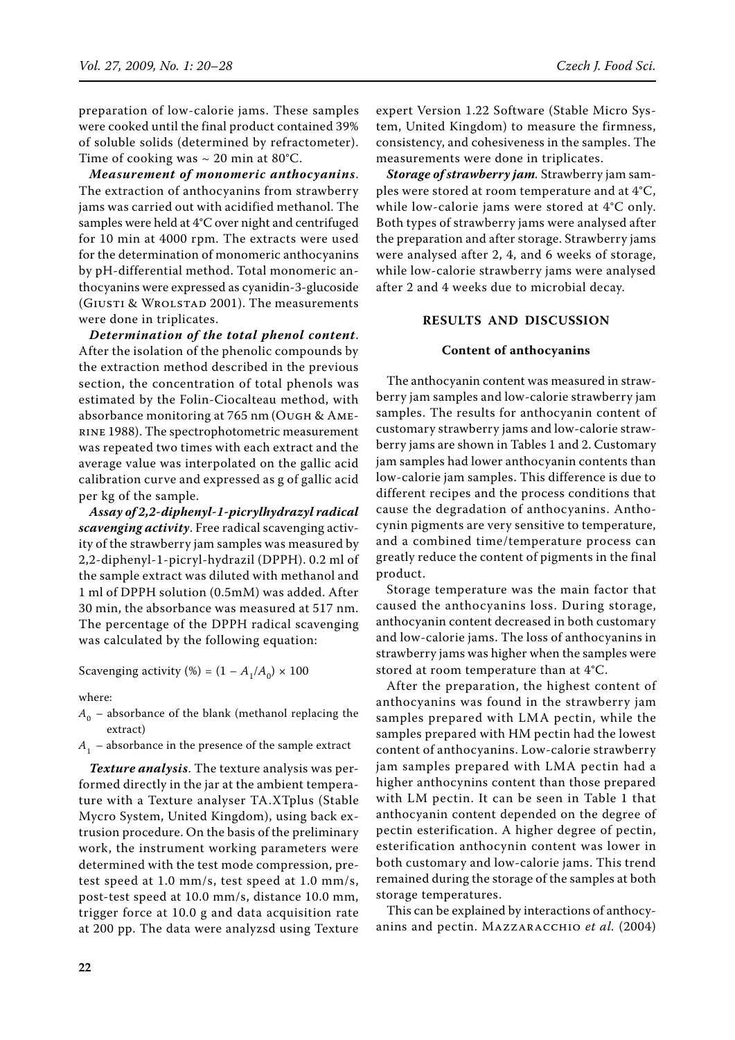preparation of low-calorie jams. These samples were cooked until the final product contained 39% of soluble solids (determined by refractometer). Time of cooking was ~ 20 min at 80°C.

***Measurement of monomeric anthocyanins***. The extraction of anthocyanins from strawberry jams was carried out with acidified methanol. The samples were held at 4°C over night and centrifuged for 10 min at 4000 rpm. The extracts were used for the determination of monomeric anthocyanins by pH-differential method. Total monomeric anthocyanins were expressed as cyanidin-3-glucoside (Giusti & Wrolstad 2001). The measurements were done in triplicates.

***Determination of the total phenol content***. After the isolation of the phenolic compounds by the extraction method described in the previous section, the concentration of total phenols was estimated by the Folin-Ciocalteau method, with absorbance monitoring at 765 nm (Ough & Amerine 1988). The spectrophotometric measurement was repeated two times with each extract and the average value was interpolated on the gallic acid calibration curve and expressed as g of gallic acid per kg of the sample.

***Assay of 2,2-diphenyl-1-picrylhydrazyl radical scavenging activity***. Free radical scavenging activity of the strawberry jam samples was measured by 2,2-diphenyl-1-picryl-hydrazil (DPPH). 0.2 ml of the sample extract was diluted with methanol and 1 ml of DPPH solution (0.5mM) was added. After 30 min, the absorbance was measured at 517 nm. The percentage of the DPPH radical scavenging was calculated by the following equation:

$$\text{Scavenging activity (\%)} = (1 - A_1/A_0) \times 100$$

where:

$A_0$ – absorbance of the blank (methanol replacing the extract)

$A_1$ – absorbance in the presence of the sample extract

***Texture analysis***. The texture analysis was performed directly in the jar at the ambient temperature with a Texture analyser TA.XTplus (Stable Mycro System, United Kingdom), using back extrusion procedure. On the basis of the preliminary work, the instrument working parameters were determined with the test mode compression, pretest speed at 1.0 mm/s, test speed at 1.0 mm/s, post-test speed at 10.0 mm/s, distance 10.0 mm, trigger force at 10.0 g and data acquisition rate at 200 pp. The data were analyzsd using Texture expert Version 1.22 Software (Stable Micro System, United Kingdom) to measure the firmness, consistency, and cohesiveness in the samples. The measurements were done in triplicates.

***Storage of strawberry jam.*** Strawberry jam samples were stored at room temperature and at 4°C, while low-calorie jams were stored at 4°C only. Both types of strawberry jams were analysed after the preparation and after storage. Strawberry jams were analysed after 2, 4, and 6 weeks of storage, while low-calorie strawberry jams were analysed after 2 and 4 weeks due to microbial decay.

## RESULTS AND DISCUSSION

### Content of anthocyanins

The anthocyanin content was measured in strawberry jam samples and low-calorie strawberry jam samples. The results for anthocyanin content of customary strawberry jams and low-calorie strawberry jams are shown in Tables 1 and 2. Customary jam samples had lower anthocyanin contents than low-calorie jam samples. This difference is due to different recipes and the process conditions that cause the degradation of anthocyanins. Anthocynin pigments are very sensitive to temperature, and a combined time/temperature process can greatly reduce the content of pigments in the final product.

Storage temperature was the main factor that caused the anthocyanins loss. During storage, anthocyanin content decreased in both customary and low-calorie jams. The loss of anthocyanins in strawberry jams was higher when the samples were stored at room temperature than at 4°C.

After the preparation, the highest content of anthocyanins was found in the strawberry jam samples prepared with LMA pectin, while the samples prepared with HM pectin had the lowest content of anthocyanins. Low-calorie strawberry jam samples prepared with LMA pectin had a higher anthocynins content than those prepared with LM pectin. It can be seen in Table 1 that anthocyanin content depended on the degree of pectin esterification. A higher degree of pectin, esterification anthocynin content was lower in both customary and low-calorie jams. This trend remained during the storage of the samples at both storage temperatures.

This can be explained by interactions of anthocyanins and pectin. Mazzaracchio *et al.* (2004)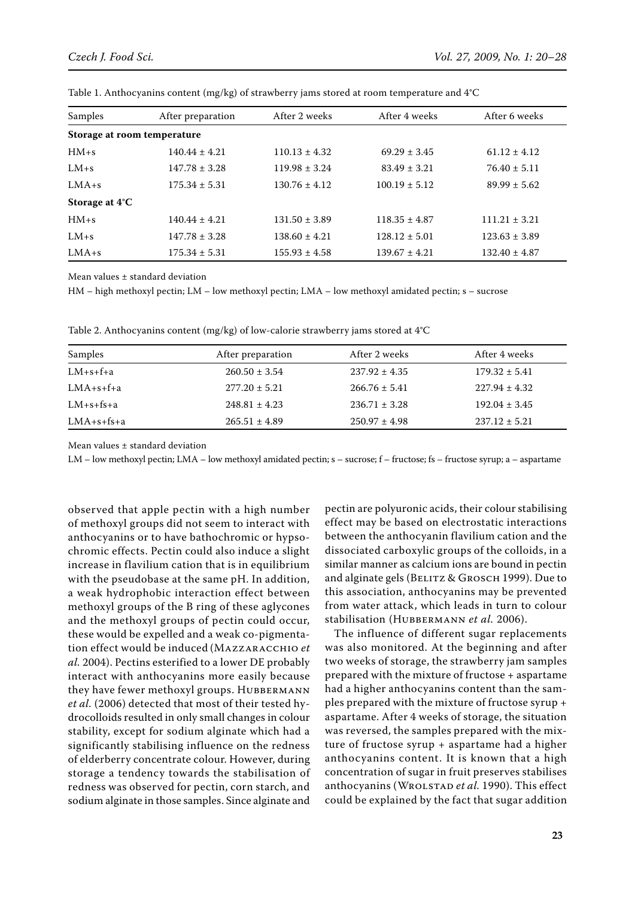Table 1. Anthocyanins content (mg/kg) of strawberry jams stored at room temperature and 4°C

| Samples | After preparation | After 2 weeks | After 4 weeks | After 6 weeks |
|---|---|---|---|---|
| **Storage at room temperature** | | | | |
| HM+s | 140.44 ± 4.21 | 110.13 ± 4.32 | 69.29 ± 3.45 | 61.12 ± 4.12 |
| LM+s | 147.78 ± 3.28 | 119.98 ± 3.24 | 83.49 ± 3.21 | 76.40 ± 5.11 |
| LMA+s | 175.34 ± 5.31 | 130.76 ± 4.12 | 100.19 ± 5.12 | 89.99 ± 5.62 |
| **Storage at 4°C** | | | | |
| HM+s | 140.44 ± 4.21 | 131.50 ± 3.89 | 118.35 ± 4.87 | 111.21 ± 3.21 |
| LM+s | 147.78 ± 3.28 | 138.60 ± 4.21 | 128.12 ± 5.01 | 123.63 ± 3.89 |
| LMA+s | 175.34 ± 5.31 | 155.93 ± 4.58 | 139.67 ± 4.21 | 132.40 ± 4.87 |

Mean values ± standard deviation

HM – high methoxyl pectin; LM – low methoxyl pectin; LMA – low methoxyl amidated pectin; s – sucrose

Table 2. Anthocyanins content (mg/kg) of low-calorie strawberry jams stored at 4°C

| Samples | After preparation | After 2 weeks | After 4 weeks |
|---|---|---|---|
| LM+s+f+a | 260.50 ± 3.54 | 237.92 ± 4.35 | 179.32 ± 5.41 |
| LMA+s+f+a | 277.20 ± 5.21 | 266.76 ± 5.41 | 227.94 ± 4.32 |
| LM+s+fs+a | 248.81 ± 4.23 | 236.71 ± 3.28 | 192.04 ± 3.45 |
| LMA+s+fs+a | 265.51 ± 4.89 | 250.97 ± 4.98 | 237.12 ± 5.21 |

Mean values ± standard deviation

LM – low methoxyl pectin; LMA – low methoxyl amidated pectin; s – sucrose; f – fructose; fs – fructose syrup; a – aspartame

observed that apple pectin with a high number of methoxyl groups did not seem to interact with anthocyanins or to have bathochromic or hypsochromic effects. Pectin could also induce a slight increase in flavilium cation that is in equilibrium with the pseudobase at the same pH. In addition, a weak hydrophobic interaction effect between methoxyl groups of the B ring of these aglycones and the methoxyl groups of pectin could occur, these would be expelled and a weak co-pigmentation effect would be induced (Mazzaracchio *et al.* 2004). Pectins esterified to a lower DE probably interact with anthocyanins more easily because they have fewer methoxyl groups. Hubbermann *et al.* (2006) detected that most of their tested hydrocolloids resulted in only small changes in colour stability, except for sodium alginate which had a significantly stabilising influence on the redness of elderberry concentrate colour. However, during storage a tendency towards the stabilisation of redness was observed for pectin, corn starch, and sodium alginate in those samples. Since alginate and pectin are polyuronic acids, their colour stabilising effect may be based on electrostatic interactions between the anthocyanin flavilium cation and the dissociated carboxylic groups of the colloids, in a similar manner as calcium ions are bound in pectin and alginate gels (Belitz & Grosch 1999). Due to this association, anthocyanins may be prevented from water attack, which leads in turn to colour stabilisation (Hubbermann *et al.* 2006).

The influence of different sugar replacements was also monitored. At the beginning and after two weeks of storage, the strawberry jam samples prepared with the mixture of fructose + aspartame had a higher anthocyanins content than the samples prepared with the mixture of fructose syrup + aspartame. After 4 weeks of storage, the situation was reversed, the samples prepared with the mixture of fructose syrup + aspartame had a higher anthocyanins content. It is known that a high concentration of sugar in fruit preserves stabilises anthocyanins (Wrolstad *et al.* 1990). This effect could be explained by the fact that sugar addition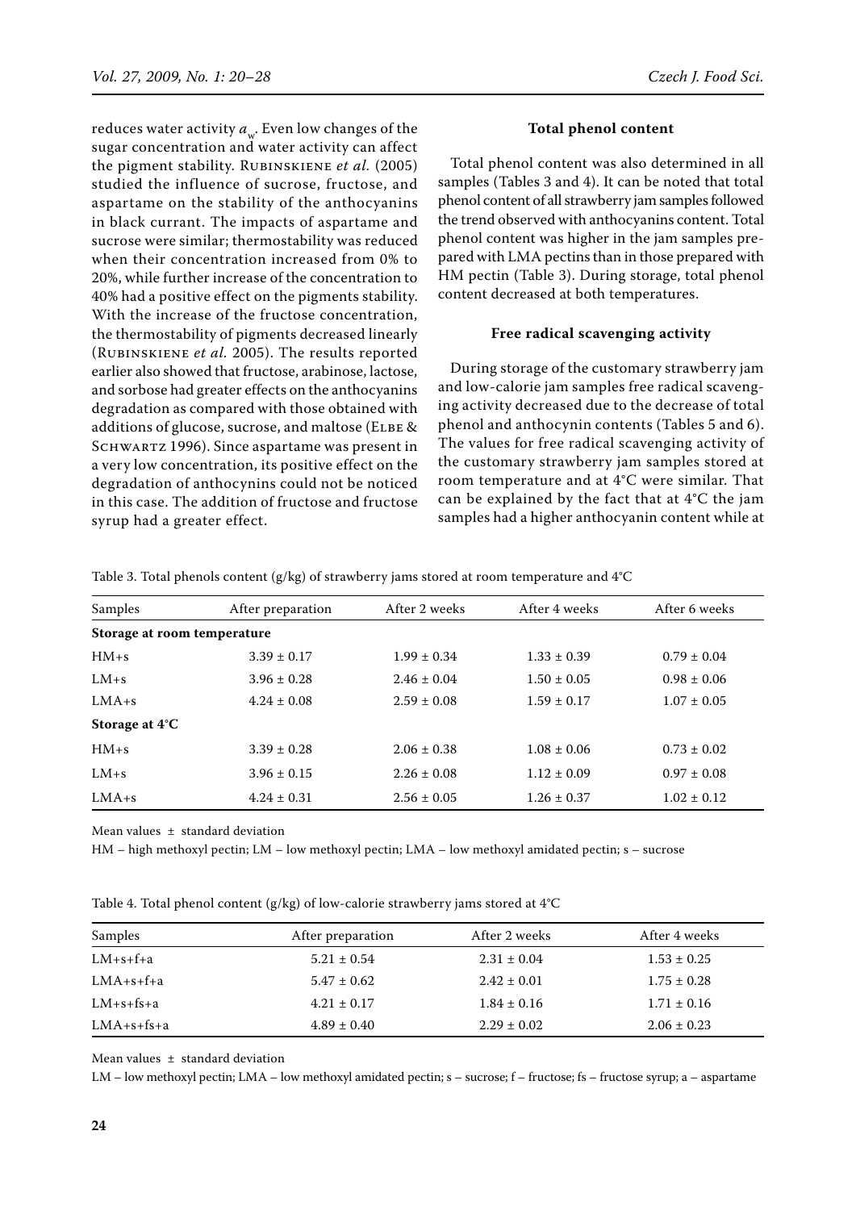reduces water activity $a_w$. Even low changes of the sugar concentration and water activity can affect the pigment stability. Rubinskiene *et al.* (2005) studied the influence of sucrose, fructose, and aspartame on the stability of the anthocyanins in black currant. The impacts of aspartame and sucrose were similar; thermostability was reduced when their concentration increased from 0% to 20%, while further increase of the concentration to 40% had a positive effect on the pigments stability. With the increase of the fructose concentration, the thermostability of pigments decreased linearly (Rubinskiene *et al.* 2005). The results reported earlier also showed that fructose, arabinose, lactose, and sorbose had greater effects on the anthocyanins degradation as compared with those obtained with additions of glucose, sucrose, and maltose (Elbe & Schwartz 1996). Since aspartame was present in a very low concentration, its positive effect on the degradation of anthocynins could not be noticed in this case. The addition of fructose and fructose syrup had a greater effect.

### Total phenol content

Total phenol content was also determined in all samples (Tables 3 and 4). It can be noted that total phenol content of all strawberry jam samples followed the trend observed with anthocyanins content. Total phenol content was higher in the jam samples prepared with LMA pectins than in those prepared with HM pectin (Table 3). During storage, total phenol content decreased at both temperatures.

### Free radical scavenging activity

During storage of the customary strawberry jam and low-calorie jam samples free radical scavenging activity decreased due to the decrease of total phenol and anthocynin contents (Tables 5 and 6). The values for free radical scavenging activity of the customary strawberry jam samples stored at room temperature and at 4°C were similar. That can be explained by the fact that at 4°C the jam samples had a higher anthocyanin content while at

Table 3. Total phenols content (g/kg) of strawberry jams stored at room temperature and 4°C

| Samples | After preparation | After 2 weeks | After 4 weeks | After 6 weeks |
|---|---|---|---|---|
| **Storage at room temperature** | | | | |
| HM+s | 3.39 ± 0.17 | 1.99 ± 0.34 | 1.33 ± 0.39 | 0.79 ± 0.04 |
| LM+s | 3.96 ± 0.28 | 2.46 ± 0.04 | 1.50 ± 0.05 | 0.98 ± 0.06 |
| LMA+s | 4.24 ± 0.08 | 2.59 ± 0.08 | 1.59 ± 0.17 | 1.07 ± 0.05 |
| **Storage at 4°C** | | | | |
| HM+s | 3.39 ± 0.28 | 2.06 ± 0.38 | 1.08 ± 0.06 | 0.73 ± 0.02 |
| LM+s | 3.96 ± 0.15 | 2.26 ± 0.08 | 1.12 ± 0.09 | 0.97 ± 0.08 |
| LMA+s | 4.24 ± 0.31 | 2.56 ± 0.05 | 1.26 ± 0.37 | 1.02 ± 0.12 |

Mean values ± standard deviation

HM – high methoxyl pectin; LM – low methoxyl pectin; LMA – low methoxyl amidated pectin; s – sucrose

Table 4. Total phenol content (g/kg) of low-calorie strawberry jams stored at 4°C

| Samples | After preparation | After 2 weeks | After 4 weeks |
|---|---|---|---|
| LM+s+f+a | 5.21 ± 0.54 | 2.31 ± 0.04 | 1.53 ± 0.25 |
| LMA+s+f+a | 5.47 ± 0.62 | 2.42 ± 0.01 | 1.75 ± 0.28 |
| LM+s+fs+a | 4.21 ± 0.17 | 1.84 ± 0.16 | 1.71 ± 0.16 |
| LMA+s+fs+a | 4.89 ± 0.40 | 2.29 ± 0.02 | 2.06 ± 0.23 |

Mean values ± standard deviation

LM – low methoxyl pectin; LMA – low methoxyl amidated pectin; s – sucrose; f – fructose; fs – fructose syrup; a – aspartame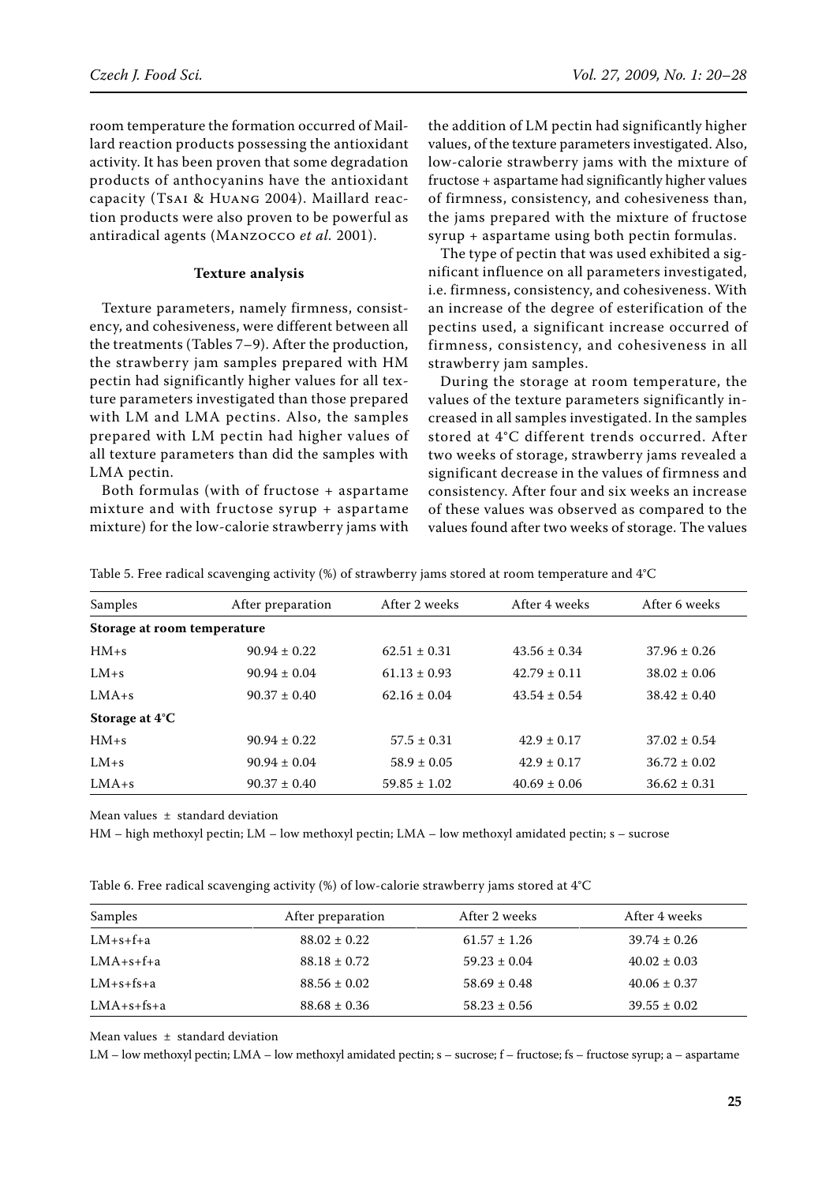room temperature the formation occurred of Maillard reaction products possessing the antioxidant activity. It has been proven that some degradation products of anthocyanins have the antioxidant capacity (Tsai & Huang 2004). Maillard reaction products were also proven to be powerful as antiradical agents (Manzocco *et al.* 2001).

### Texture analysis

Texture parameters, namely firmness, consistency, and cohesiveness, were different between all the treatments (Tables 7–9). After the production, the strawberry jam samples prepared with HM pectin had significantly higher values for all texture parameters investigated than those prepared with LM and LMA pectins. Also, the samples prepared with LM pectin had higher values of all texture parameters than did the samples with LMA pectin.

Both formulas (with of fructose + aspartame mixture and with fructose syrup + aspartame mixture) for the low-calorie strawberry jams with the addition of LM pectin had significantly higher values, of the texture parameters investigated. Also, low-calorie strawberry jams with the mixture of fructose + aspartame had significantly higher values of firmness, consistency, and cohesiveness than, the jams prepared with the mixture of fructose syrup + aspartame using both pectin formulas.

The type of pectin that was used exhibited a significant influence on all parameters investigated, i.e. firmness, consistency, and cohesiveness. With an increase of the degree of esterification of the pectins used, a significant increase occurred of firmness, consistency, and cohesiveness in all strawberry jam samples.

During the storage at room temperature, the values of the texture parameters significantly increased in all samples investigated. In the samples stored at 4°C different trends occurred. After two weeks of storage, strawberry jams revealed a significant decrease in the values of firmness and consistency. After four and six weeks an increase of these values was observed as compared to the values found after two weeks of storage. The values

Table 5. Free radical scavenging activity (%) of strawberry jams stored at room temperature and 4°C

| Samples | After preparation | After 2 weeks | After 4 weeks | After 6 weeks |
|---|---|---|---|---|
| **Storage at room temperature** | | | | |
| HM+s | 90.94 ± 0.22 | 62.51 ± 0.31 | 43.56 ± 0.34 | 37.96 ± 0.26 |
| LM+s | 90.94 ± 0.04 | 61.13 ± 0.93 | 42.79 ± 0.11 | 38.02 ± 0.06 |
| LMA+s | 90.37 ± 0.40 | 62.16 ± 0.04 | 43.54 ± 0.54 | 38.42 ± 0.40 |
| **Storage at 4°C** | | | | |
| HM+s | 90.94 ± 0.22 | 57.5 ± 0.31 | 42.9 ± 0.17 | 37.02 ± 0.54 |
| LM+s | 90.94 ± 0.04 | 58.9 ± 0.05 | 42.9 ± 0.17 | 36.72 ± 0.02 |
| LMA+s | 90.37 ± 0.40 | 59.85 ± 1.02 | 40.69 ± 0.06 | 36.62 ± 0.31 |

Mean values ± standard deviation

HM – high methoxyl pectin; LM – low methoxyl pectin; LMA – low methoxyl amidated pectin; s – sucrose

Table 6. Free radical scavenging activity (%) of low-calorie strawberry jams stored at 4°C

| Samples | After preparation | After 2 weeks | After 4 weeks |
|---|---|---|---|
| LM+s+f+a | 88.02 ± 0.22 | 61.57 ± 1.26 | 39.74 ± 0.26 |
| LMA+s+f+a | 88.18 ± 0.72 | 59.23 ± 0.04 | 40.02 ± 0.03 |
| LM+s+fs+a | 88.56 ± 0.02 | 58.69 ± 0.48 | 40.06 ± 0.37 |
| LMA+s+fs+a | 88.68 ± 0.36 | 58.23 ± 0.56 | 39.55 ± 0.02 |

Mean values ± standard deviation

LM – low methoxyl pectin; LMA – low methoxyl amidated pectin; s – sucrose; f – fructose; fs – fructose syrup; a – aspartame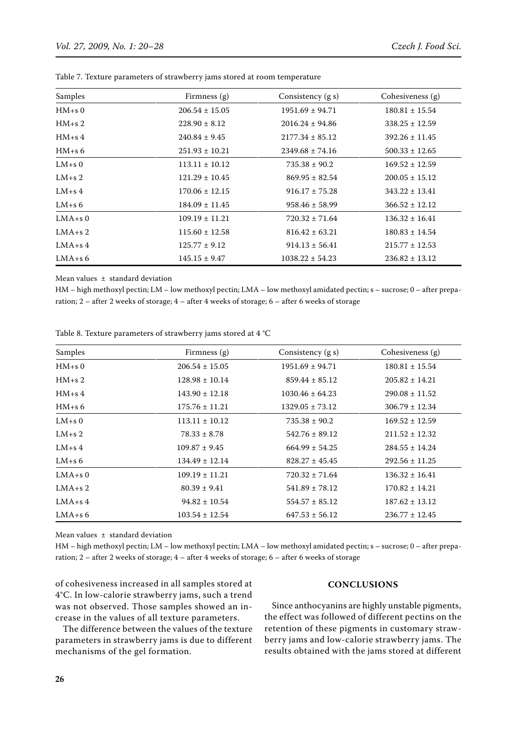Table 7. Texture parameters of strawberry jams stored at room temperature

| Samples | Firmness (g) | Consistency (g s) | Cohesiveness (g) |
|---|---|---|---|
| HM+s 0 | 206.54 ± 15.05 | 1951.69 ± 94.71 | 180.81 ± 15.54 |
| HM+s 2 | 228.90 ± 8.12 | 2016.24 ± 94.86 | 338.25 ± 12.59 |
| HM+s 4 | 240.84 ± 9.45 | 2177.34 ± 85.12 | 392.26 ± 11.45 |
| HM+s 6 | 251.93 ± 10.21 | 2349.68 ± 74.16 | 500.33 ± 12.65 |
| LM+s 0 | 113.11 ± 10.12 | 735.38 ± 90.2 | 169.52 ± 12.59 |
| LM+s 2 | 121.29 ± 10.45 | 869.95 ± 82.54 | 200.05 ± 15.12 |
| LM+s 4 | 170.06 ± 12.15 | 916.17 ± 75.28 | 343.22 ± 13.41 |
| LM+s 6 | 184.09 ± 11.45 | 958.46 ± 58.99 | 366.52 ± 12.12 |
| LMA+s 0 | 109.19 ± 11.21 | 720.32 ± 71.64 | 136.32 ± 16.41 |
| LMA+s 2 | 115.60 ± 12.58 | 816.42 ± 63.21 | 180.83 ± 14.54 |
| LMA+s 4 | 125.77 ± 9.12 | 914.13 ± 56.41 | 215.77 ± 12.53 |
| LMA+s 6 | 145.15 ± 9.47 | 1038.22 ± 54.23 | 236.82 ± 13.12 |

Mean values ± standard deviation

HM – high methoxyl pectin; LM – low methoxyl pectin; LMA – low methoxyl amidated pectin; s – sucrose; 0 – after preparation; 2 – after 2 weeks of storage; 4 – after 4 weeks of storage; 6 – after 6 weeks of storage

Table 8. Texture parameters of strawberry jams stored at 4 °C

| Samples | Firmness (g) | Consistency (g s) | Cohesiveness (g) |
|---|---|---|---|
| HM+s 0 | 206.54 ± 15.05 | 1951.69 ± 94.71 | 180.81 ± 15.54 |
| HM+s 2 | 128.98 ± 10.14 | 859.44 ± 85.12 | 205.82 ± 14.21 |
| HM+s 4 | 143.90 ± 12.18 | 1030.46 ± 64.23 | 290.08 ± 11.52 |
| HM+s 6 | 175.76 ± 11.21 | 1329.05 ± 73.12 | 306.79 ± 12.34 |
| LM+s 0 | 113.11 ± 10.12 | 735.38 ± 90.2 | 169.52 ± 12.59 |
| LM+s 2 | 78.33 ± 8.78 | 542.76 ± 89.12 | 211.52 ± 12.32 |
| LM+s 4 | 109.87 ± 9.45 | 664.99 ± 54.25 | 284.55 ± 14.24 |
| LM+s 6 | 134.49 ± 12.14 | 828.27 ± 45.45 | 292.56 ± 11.25 |
| LMA+s 0 | 109.19 ± 11.21 | 720.32 ± 71.64 | 136.32 ± 16.41 |
| LMA+s 2 | 80.39 ± 9.41 | 541.89 ± 78.12 | 170.82 ± 14.21 |
| LMA+s 4 | 94.82 ± 10.54 | 554.57 ± 85.12 | 187.62 ± 13.12 |
| LMA+s 6 | 103.54 ± 12.54 | 647.53 ± 56.12 | 236.77 ± 12.45 |

Mean values ± standard deviation

HM – high methoxyl pectin; LM – low methoxyl pectin; LMA – low methoxyl amidated pectin; s – sucrose; 0 – after preparation; 2 – after 2 weeks of storage; 4 – after 4 weeks of storage; 6 – after 6 weeks of storage

of cohesiveness increased in all samples stored at 4°C. In low-calorie strawberry jams, such a trend was not observed. Those samples showed an increase in the values of all texture parameters.

The difference between the values of the texture parameters in strawberry jams is due to different mechanisms of the gel formation.

## CONCLUSIONS

Since anthocyanins are highly unstable pigments, the effect was followed of different pectins on the retention of these pigments in customary strawberry jams and low-calorie strawberry jams. The results obtained with the jams stored at different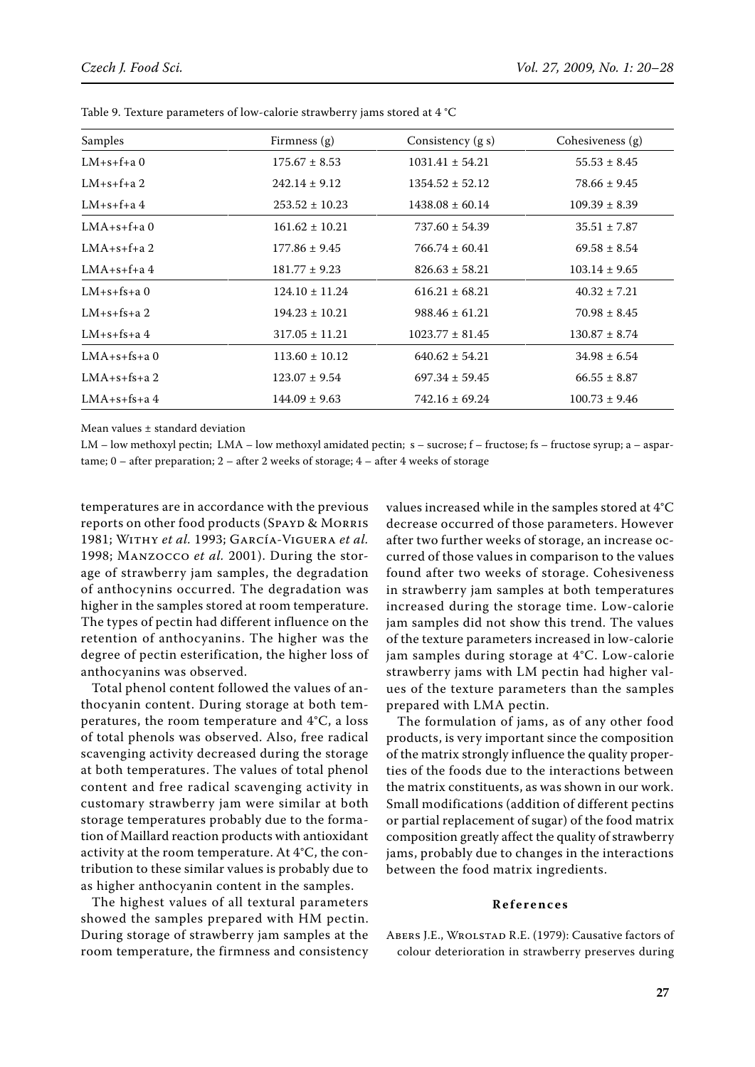Table 9. Texture parameters of low-calorie strawberry jams stored at 4 °C

| Samples | Firmness (g) | Consistency (g s) | Cohesiveness (g) |
|---|---|---|---|
| LM+s+f+a 0 | 175.67 ± 8.53 | 1031.41 ± 54.21 | 55.53 ± 8.45 |
| LM+s+f+a 2 | 242.14 ± 9.12 | 1354.52 ± 52.12 | 78.66 ± 9.45 |
| LM+s+f+a 4 | 253.52 ± 10.23 | 1438.08 ± 60.14 | 109.39 ± 8.39 |
| LMA+s+f+a 0 | 161.62 ± 10.21 | 737.60 ± 54.39 | 35.51 ± 7.87 |
| LMA+s+f+a 2 | 177.86 ± 9.45 | 766.74 ± 60.41 | 69.58 ± 8.54 |
| LMA+s+f+a 4 | 181.77 ± 9.23 | 826.63 ± 58.21 | 103.14 ± 9.65 |
| LM+s+fs+a 0 | 124.10 ± 11.24 | 616.21 ± 68.21 | 40.32 ± 7.21 |
| LM+s+fs+a 2 | 194.23 ± 10.21 | 988.46 ± 61.21 | 70.98 ± 8.45 |
| LM+s+fs+a 4 | 317.05 ± 11.21 | 1023.77 ± 81.45 | 130.87 ± 8.74 |
| LMA+s+fs+a 0 | 113.60 ± 10.12 | 640.62 ± 54.21 | 34.98 ± 6.54 |
| LMA+s+fs+a 2 | 123.07 ± 9.54 | 697.34 ± 59.45 | 66.55 ± 8.87 |
| LMA+s+fs+a 4 | 144.09 ± 9.63 | 742.16 ± 69.24 | 100.73 ± 9.46 |

Mean values ± standard deviation

LM – low methoxyl pectin; LMA – low methoxyl amidated pectin; s – sucrose; f – fructose; fs – fructose syrup; a – aspartame; 0 – after preparation; 2 – after 2 weeks of storage; 4 – after 4 weeks of storage

temperatures are in accordance with the previous reports on other food products (Spayd & Morris 1981; Withy *et al.* 1993; García-Viguera *et al.* 1998; Manzocco *et al.* 2001). During the storage of strawberry jam samples, the degradation of anthocynins occurred. The degradation was higher in the samples stored at room temperature. The types of pectin had different influence on the retention of anthocyanins. The higher was the degree of pectin esterification, the higher loss of anthocyanins was observed.

Total phenol content followed the values of anthocyanin content. During storage at both temperatures, the room temperature and 4°C, a loss of total phenols was observed. Also, free radical scavenging activity decreased during the storage at both temperatures. The values of total phenol content and free radical scavenging activity in customary strawberry jam were similar at both storage temperatures probably due to the formation of Maillard reaction products with antioxidant activity at the room temperature. At 4°C, the contribution to these similar values is probably due to as higher anthocyanin content in the samples.

The highest values of all textural parameters showed the samples prepared with HM pectin. During storage of strawberry jam samples at the room temperature, the firmness and consistency values increased while in the samples stored at 4°C decrease occurred of those parameters. However after two further weeks of storage, an increase occurred of those values in comparison to the values found after two weeks of storage. Cohesiveness in strawberry jam samples at both temperatures increased during the storage time. Low-calorie jam samples did not show this trend. The values of the texture parameters increased in low-calorie jam samples during storage at 4°C. Low-calorie strawberry jams with LM pectin had higher values of the texture parameters than the samples prepared with LMA pectin.

The formulation of jams, as of any other food products, is very important since the composition of the matrix strongly influence the quality properties of the foods due to the interactions between the matrix constituents, as was shown in our work. Small modifications (addition of different pectins or partial replacement of sugar) of the food matrix composition greatly affect the quality of strawberry jams, probably due to changes in the interactions between the food matrix ingredients.

## References

Abers J.E., Wrolstad R.E. (1979): Causative factors of colour deterioration in strawberry preserves during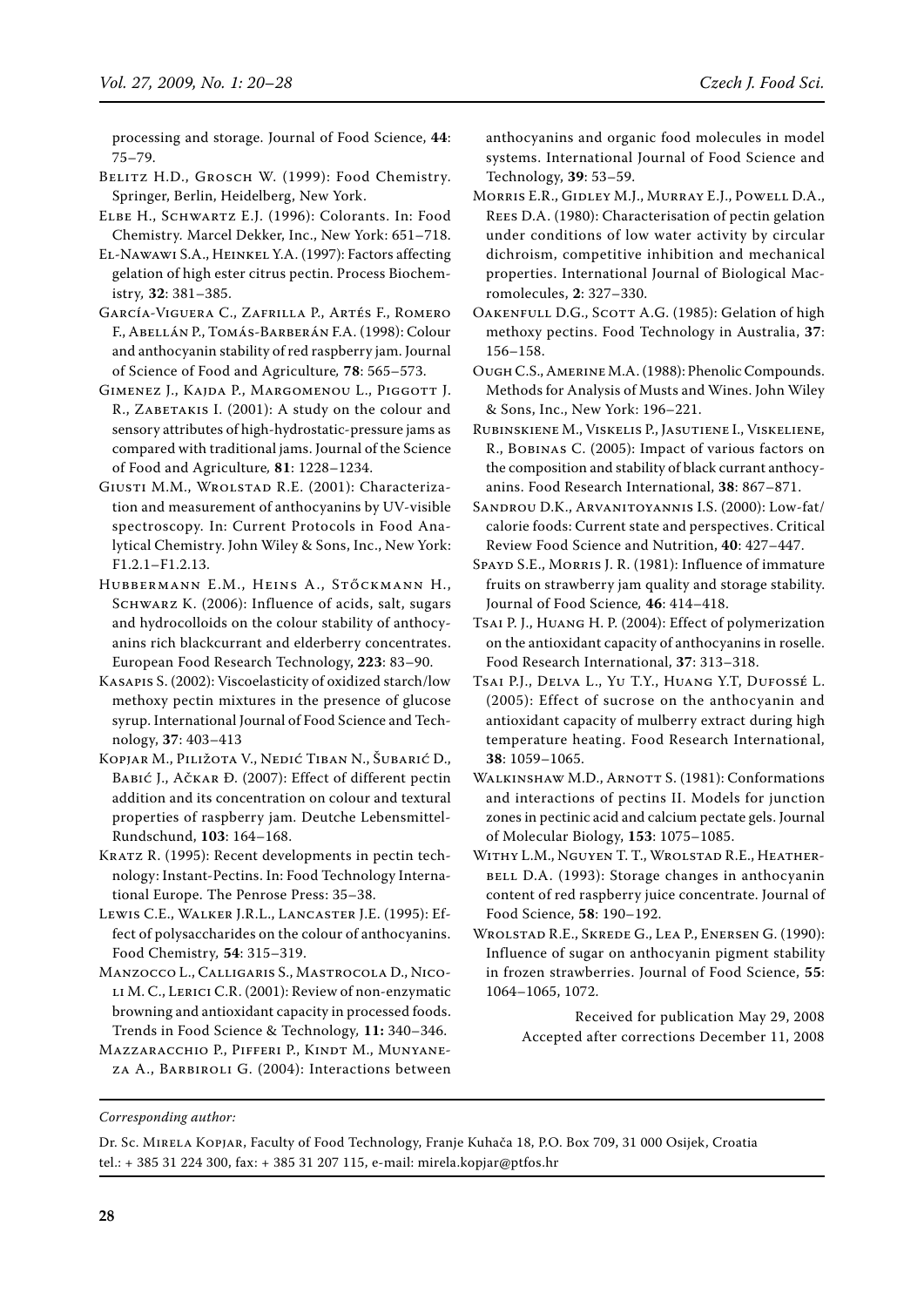processing and storage. Journal of Food Science, **44**: 75–79.

Belitz H.D., Grosch W. (1999): Food Chemistry. Springer, Berlin, Heidelberg, New York.

Elbe H., Schwartz E.J. (1996): Colorants. In: Food Chemistry. Marcel Dekker, Inc., New York: 651–718.

El-Nawawi S.A., Heinkel Y.A. (1997): Factors affecting gelation of high ester citrus pectin. Process Biochemistry, **32**: 381–385.

García-Viguera C., Zafrilla P., Artés F., Romero F., Abellán P., Tomás-Barberán F.A. (1998): Colour and anthocyanin stability of red raspberry jam. Journal of Science of Food and Agriculture, **78**: 565–573.

Gimenez J., Kajda P., Margomenou L., Piggott J. R., Zabetakis I. (2001): A study on the colour and sensory attributes of high-hydrostatic-pressure jams as compared with traditional jams. Journal of the Science of Food and Agriculture, **81**: 1228–1234.

Giusti M.M., Wrolstad R.E. (2001): Characterization and measurement of anthocyanins by UV-visible spectroscopy. In: Current Protocols in Food Analytical Chemistry. John Wiley & Sons, Inc., New York: F1.2.1–F1.2.13.

Hubbermann E.M., Heins A., Stőckmann H., Schwarz K. (2006): Influence of acids, salt, sugars and hydrocolloids on the colour stability of anthocyanins rich blackcurrant and elderberry concentrates. European Food Research Technology, **223**: 83–90.

Kasapis S. (2002): Viscoelasticity of oxidized starch/low methoxy pectin mixtures in the presence of glucose syrup. International Journal of Food Science and Technology, **37**: 403–413

Kopjar M., Piližota V., Nedić Tiban N., Šubarić D., Babić J., Ačkar Đ. (2007): Effect of different pectin addition and its concentration on colour and textural properties of raspberry jam. Deutche Lebensmittel-Rundschund, **103**: 164–168.

Kratz R. (1995): Recent developments in pectin technology: Instant-Pectins. In: Food Technology International Europe. The Penrose Press: 35–38.

Lewis C.E., Walker J.R.L., Lancaster J.E. (1995): Effect of polysaccharides on the colour of anthocyanins. Food Chemistry, **54**: 315–319.

Manzocco L., Calligaris S., Mastrocola D., Nicoli M. C., Lerici C.R. (2001): Review of non-enzymatic browning and antioxidant capacity in processed foods. Trends in Food Science & Technology, **11:** 340–346.

Mazzaracchio P., Pifferi P., Kindt M., Munyaneza A., Barbiroli G. (2004): Interactions between anthocyanins and organic food molecules in model systems. International Journal of Food Science and Technology, **39**: 53–59.

Morris E.R., Gidley M.J., Murray E.J., Powell D.A., Rees D.A. (1980): Characterisation of pectin gelation under conditions of low water activity by circular dichroism, competitive inhibition and mechanical properties. International Journal of Biological Macromolecules, **2**: 327–330.

Oakenfull D.G., Scott A.G. (1985): Gelation of high methoxy pectins. Food Technology in Australia, **37**: 156–158.

Ough C.S., Amerine M.A. (1988): Phenolic Compounds. Methods for Analysis of Musts and Wines. John Wiley & Sons, Inc., New York: 196–221.

Rubinskiene M., Viskelis P., Jasutiene I., Viskeliene, R., Bobinas C. (2005): Impact of various factors on the composition and stability of black currant anthocyanins. Food Research International, **38**: 867–871.

Sandrou D.K., Arvanitoyannis I.S. (2000): Low-fat/calorie foods: Current state and perspectives. Critical Review Food Science and Nutrition, **40**: 427–447.

Spayd S.E., Morris J. R. (1981): Influence of immature fruits on strawberry jam quality and storage stability. Journal of Food Science, **46**: 414–418.

Tsai P. J., Huang H. P. (2004): Effect of polymerization on the antioxidant capacity of anthocyanins in roselle. Food Research International, **37**: 313–318.

Tsai P.J., Delva L., Yu T.Y., Huang Y.T, Dufossé L. (2005): Effect of sucrose on the anthocyanin and antioxidant capacity of mulberry extract during high temperature heating. Food Research International, **38**: 1059–1065.

Walkinshaw M.D., Arnott S. (1981): Conformations and interactions of pectins II. Models for junction zones in pectinic acid and calcium pectate gels. Journal of Molecular Biology, **153**: 1075–1085.

Withy L.M., Nguyen T. T., Wrolstad R.E., Heatherbell D.A. (1993): Storage changes in anthocyanin content of red raspberry juice concentrate. Journal of Food Science, **58**: 190–192.

Wrolstad R.E., Skrede G., Lea P., Enersen G. (1990): Influence of sugar on anthocyanin pigment stability in frozen strawberries. Journal of Food Science, **55**: 1064–1065, 1072.

Received for publication May 29, 2008
Accepted after corrections December 11, 2008

*Corresponding author:*

Dr. Sc. Mirela Kopjar, Faculty of Food Technology, Franje Kuhača 18, P.O. Box 709, 31 000 Osijek, Croatia
tel.: + 385 31 224 300, fax: + 385 31 207 115, e-mail: mirela.kopjar@ptfos.hr